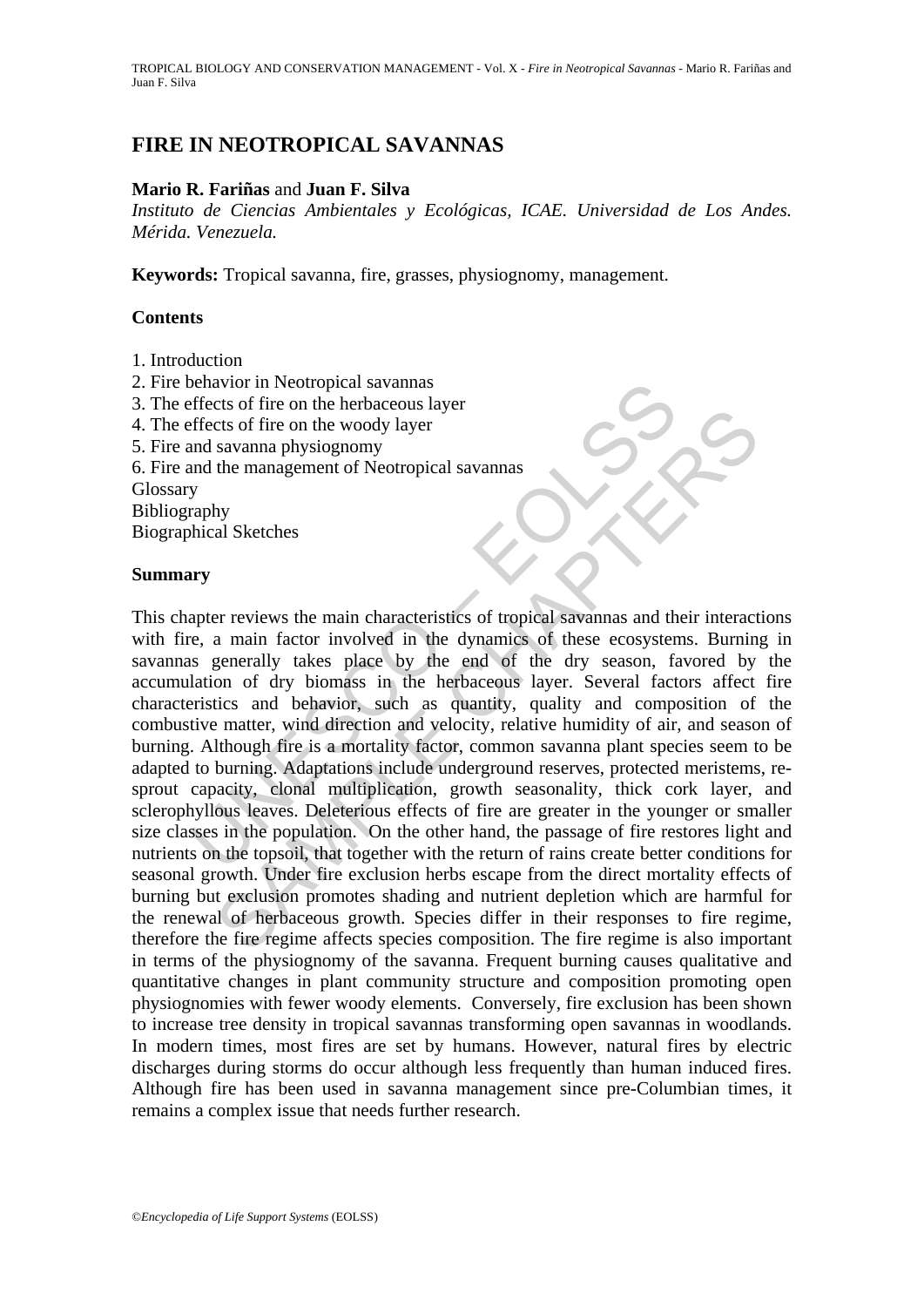# FIRE IN NEOTROPICAL SAVANNAS

**Mario R. Fariñas** and **Juan F. Silva**

*Instituto de Ciencias Ambientales y Ecológicas, ICAE. Universidad de Los Andes. Mérida. Venezuela.*

**Keywords:** Tropical savanna, fire, grasses, physiognomy, management.

## Contents

1. Introduction
2. Fire behavior in Neotropical savannas
3. The effects of fire on the herbaceous layer
4. The effects of fire on the woody layer
5. Fire and savanna physiognomy
6. Fire and the management of Neotropical savannas

Glossary
Bibliography
Biographical Sketches

## Summary

This chapter reviews the main characteristics of tropical savannas and their interactions with fire, a main factor involved in the dynamics of these ecosystems. Burning in savannas generally takes place by the end of the dry season, favored by the accumulation of dry biomass in the herbaceous layer. Several factors affect fire characteristics and behavior, such as quantity, quality and composition of the combustive matter, wind direction and velocity, relative humidity of air, and season of burning. Although fire is a mortality factor, common savanna plant species seem to be adapted to burning. Adaptations include underground reserves, protected meristems, re-sprout capacity, clonal multiplication, growth seasonality, thick cork layer, and sclerophyllous leaves. Deleterious effects of fire are greater in the younger or smaller size classes in the population. On the other hand, the passage of fire restores light and nutrients on the topsoil, that together with the return of rains create better conditions for seasonal growth. Under fire exclusion herbs escape from the direct mortality effects of burning but exclusion promotes shading and nutrient depletion which are harmful for the renewal of herbaceous growth. Species differ in their responses to fire regime, therefore the fire regime affects species composition. The fire regime is also important in terms of the physiognomy of the savanna. Frequent burning causes qualitative and quantitative changes in plant community structure and composition promoting open physiognomies with fewer woody elements. Conversely, fire exclusion has been shown to increase tree density in tropical savannas transforming open savannas in woodlands. In modern times, most fires are set by humans. However, natural fires by electric discharges during storms do occur although less frequently than human induced fires. Although fire has been used in savanna management since pre-Columbian times, it remains a complex issue that needs further research.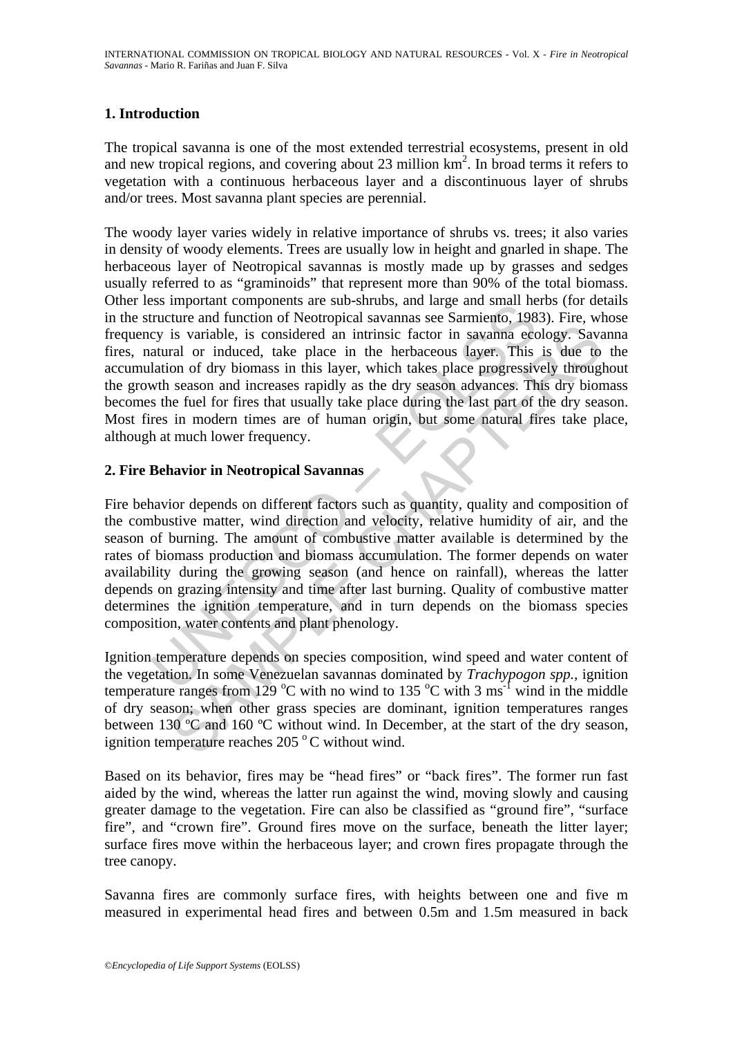## 1. Introduction

The tropical savanna is one of the most extended terrestrial ecosystems, present in old and new tropical regions, and covering about 23 million $km^2$. In broad terms it refers to vegetation with a continuous herbaceous layer and a discontinuous layer of shrubs and/or trees. Most savanna plant species are perennial.

The woody layer varies widely in relative importance of shrubs vs. trees; it also varies in density of woody elements. Trees are usually low in height and gnarled in shape. The herbaceous layer of Neotropical savannas is mostly made up by grasses and sedges usually referred to as "graminoids" that represent more than 90% of the total biomass. Other less important components are sub-shrubs, and large and small herbs (for details in the structure and function of Neotropical savannas see Sarmiento, 1983). Fire, whose frequency is variable, is considered an intrinsic factor in savanna ecology. Savanna fires, natural or induced, take place in the herbaceous layer. This is due to the accumulation of dry biomass in this layer, which takes place progressively throughout the growth season and increases rapidly as the dry season advances. This dry biomass becomes the fuel for fires that usually take place during the last part of the dry season. Most fires in modern times are of human origin, but some natural fires take place, although at much lower frequency.

## 2. Fire Behavior in Neotropical Savannas

Fire behavior depends on different factors such as quantity, quality and composition of the combustive matter, wind direction and velocity, relative humidity of air, and the season of burning. The amount of combustive matter available is determined by the rates of biomass production and biomass accumulation. The former depends on water availability during the growing season (and hence on rainfall), whereas the latter depends on grazing intensity and time after last burning. Quality of combustive matter determines the ignition temperature, and in turn depends on the biomass species composition, water contents and plant phenology.

Ignition temperature depends on species composition, wind speed and water content of the vegetation. In some Venezuelan savannas dominated by *Trachypogon spp.,* ignition temperature ranges from 129 °C with no wind to 135 °C with 3 $ms^{-1}$ wind in the middle of dry season; when other grass species are dominant, ignition temperatures ranges between 130 ºC and 160 ºC without wind. In December, at the start of the dry season, ignition temperature reaches 205 °C without wind.

Based on its behavior, fires may be "head fires" or "back fires". The former run fast aided by the wind, whereas the latter run against the wind, moving slowly and causing greater damage to the vegetation. Fire can also be classified as "ground fire", "surface fire", and "crown fire". Ground fires move on the surface, beneath the litter layer; surface fires move within the herbaceous layer; and crown fires propagate through the tree canopy.

Savanna fires are commonly surface fires, with heights between one and five m measured in experimental head fires and between 0.5m and 1.5m measured in back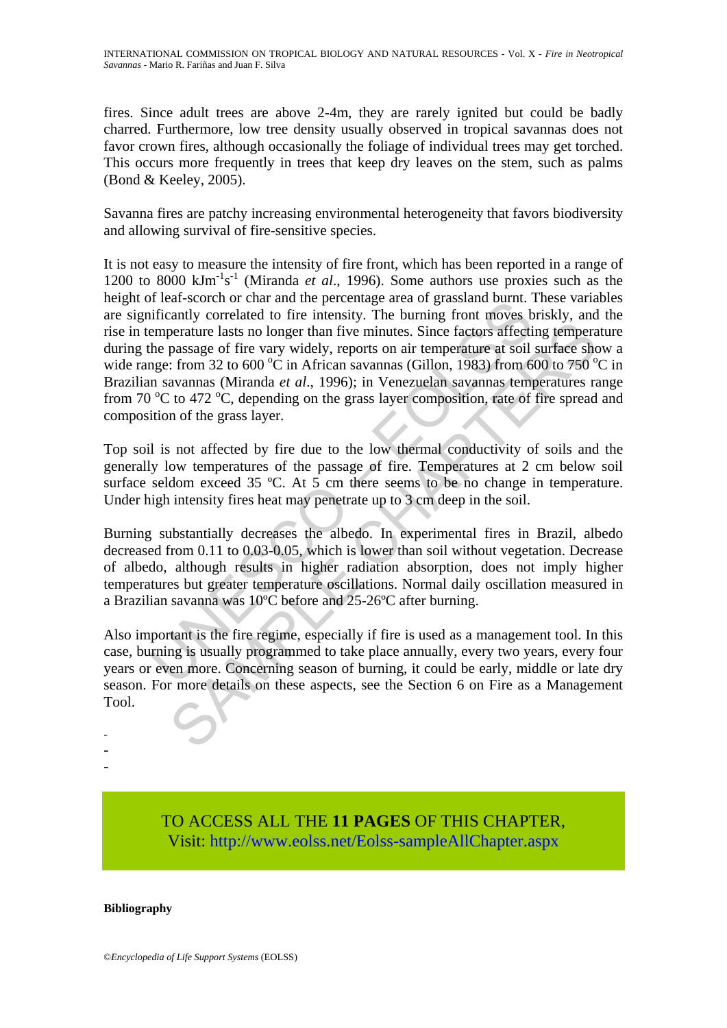fires. Since adult trees are above 2-4m, they are rarely ignited but could be badly charred. Furthermore, low tree density usually observed in tropical savannas does not favor crown fires, although occasionally the foliage of individual trees may get torched. This occurs more frequently in trees that keep dry leaves on the stem, such as palms (Bond & Keeley, 2005).

Savanna fires are patchy increasing environmental heterogeneity that favors biodiversity and allowing survival of fire-sensitive species.

It is not easy to measure the intensity of fire front, which has been reported in a range of 1200 to 8000 $kJm^{-1}s^{-1}$ (Miranda *et al*., 1996). Some authors use proxies such as the height of leaf-scorch or char and the percentage area of grassland burnt. These variables are significantly correlated to fire intensity. The burning front moves briskly, and the rise in temperature lasts no longer than five minutes. Since factors affecting temperature during the passage of fire vary widely, reports on air temperature at soil surface show a wide range: from 32 to 600 °C in African savannas (Gillon, 1983) from 600 to 750 °C in Brazilian savannas (Miranda *et al*., 1996); in Venezuelan savannas temperatures range from 70 °C to 472 °C, depending on the grass layer composition, rate of fire spread and composition of the grass layer.

Top soil is not affected by fire due to the low thermal conductivity of soils and the generally low temperatures of the passage of fire. Temperatures at 2 cm below soil surface seldom exceed 35 ºC. At 5 cm there seems to be no change in temperature. Under high intensity fires heat may penetrate up to 3 cm deep in the soil.

Burning substantially decreases the albedo. In experimental fires in Brazil, albedo decreased from 0.11 to 0.03-0.05, which is lower than soil without vegetation. Decrease of albedo, although results in higher radiation absorption, does not imply higher temperatures but greater temperature oscillations. Normal daily oscillation measured in a Brazilian savanna was 10ºC before and 25-26ºC after burning.

Also important is the fire regime, especially if fire is used as a management tool. In this case, burning is usually programmed to take place annually, every two years, every four years or even more. Concerning season of burning, it could be early, middle or late dry season. For more details on these aspects, see the Section 6 on Fire as a Management Tool.

-
-
-

TO ACCESS ALL THE **11 PAGES** OF THIS CHAPTER,
Visit: http://www.eolss.net/Eolss-sampleAllChapter.aspx

**Bibliography**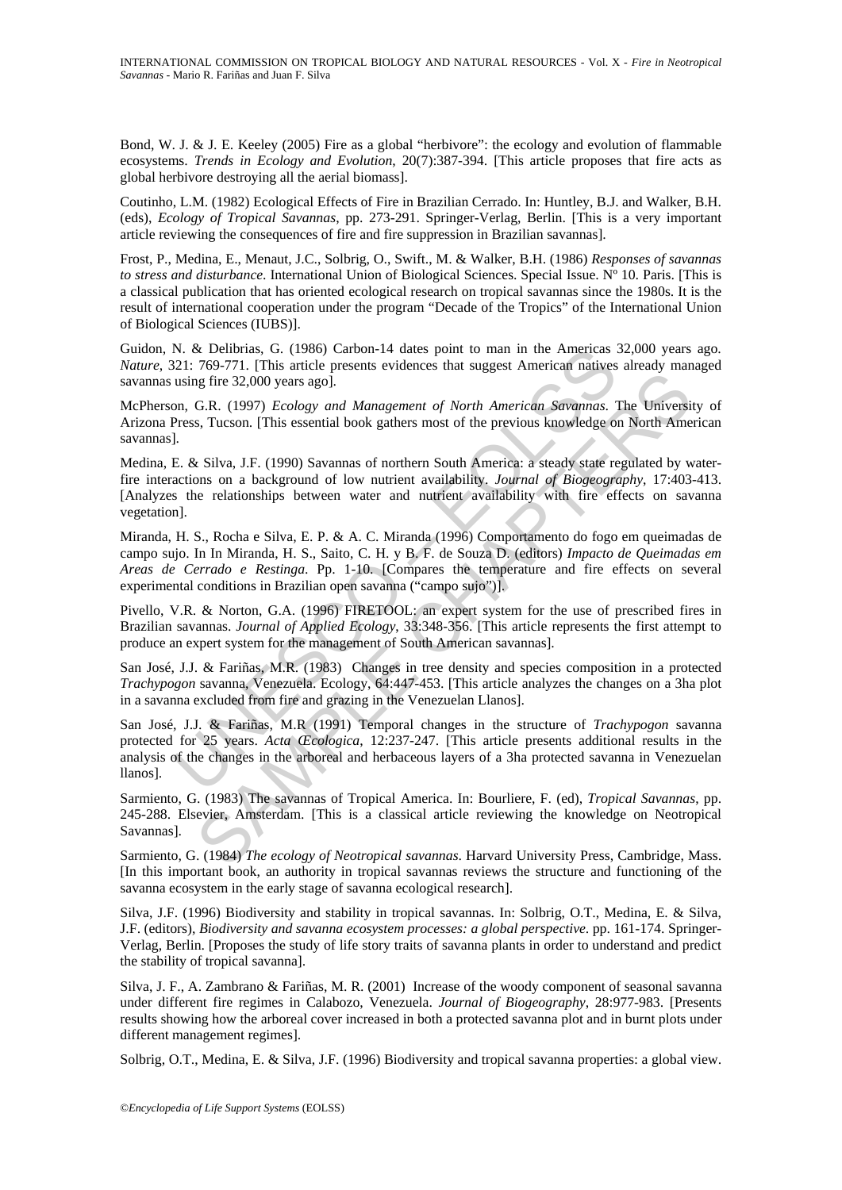Bond, W. J. & J. E. Keeley (2005) Fire as a global "herbivore": the ecology and evolution of flammable ecosystems. *Trends in Ecology and Evolution*, 20(7):387-394. [This article proposes that fire acts as global herbivore destroying all the aerial biomass].

Coutinho, L.M. (1982) Ecological Effects of Fire in Brazilian Cerrado. In: Huntley, B.J. and Walker, B.H. (eds), *Ecology of Tropical Savannas*, pp. 273-291. Springer-Verlag, Berlin. [This is a very important article reviewing the consequences of fire and fire suppression in Brazilian savannas].

Frost, P., Medina, E., Menaut, J.C., Solbrig, O., Swift., M. & Walker, B.H. (1986) *Responses of savannas to stress and disturbance*. International Union of Biological Sciences. Special Issue. Nº 10. Paris. [This is a classical publication that has oriented ecological research on tropical savannas since the 1980s. It is the result of international cooperation under the program "Decade of the Tropics" of the International Union of Biological Sciences (IUBS)].

Guidon, N. & Delibrias, G. (1986) Carbon-14 dates point to man in the Americas 32,000 years ago. *Nature*, 321: 769-771. [This article presents evidences that suggest American natives already managed savannas using fire 32,000 years ago].

McPherson, G.R. (1997) *Ecology and Management of North American Savannas*. The University of Arizona Press, Tucson. [This essential book gathers most of the previous knowledge on North American savannas].

Medina, E. & Silva, J.F. (1990) Savannas of northern South America: a steady state regulated by water-fire interactions on a background of low nutrient availability. *Journal of Biogeography*, 17:403-413. [Analyzes the relationships between water and nutrient availability with fire effects on savanna vegetation].

Miranda, H. S., Rocha e Silva, E. P. & A. C. Miranda (1996) Comportamento do fogo em queimadas de campo sujo. In In Miranda, H. S., Saito, C. H. y B. F. de Souza D. (editors) *Impacto de Queimadas em Areas de Cerrado e Restinga*. Pp. 1-10. [Compares the temperature and fire effects on several experimental conditions in Brazilian open savanna ("campo sujo")].

Pivello, V.R. & Norton, G.A. (1996) FIRETOOL: an expert system for the use of prescribed fires in Brazilian savannas. *Journal of Applied Ecology*, 33:348-356. [This article represents the first attempt to produce an expert system for the management of South American savannas].

San José, J.J. & Fariñas, M.R. (1983) Changes in tree density and species composition in a protected *Trachypogon* savanna, Venezuela. Ecology, 64:447-453. [This article analyzes the changes on a 3ha plot in a savanna excluded from fire and grazing in the Venezuelan Llanos].

San José, J.J. & Fariñas, M.R (1991) Temporal changes in the structure of *Trachypogon* savanna protected for 25 years. *Acta Œcologica*, 12:237-247. [This article presents additional results in the analysis of the changes in the arboreal and herbaceous layers of a 3ha protected savanna in Venezuelan llanos].

Sarmiento, G. (1983) The savannas of Tropical America. In: Bourliere, F. (ed), *Tropical Savannas*, pp. 245-288. Elsevier, Amsterdam. [This is a classical article reviewing the knowledge on Neotropical Savannas].

Sarmiento, G. (1984) *The ecology of Neotropical savannas*. Harvard University Press, Cambridge, Mass. [In this important book, an authority in tropical savannas reviews the structure and functioning of the savanna ecosystem in the early stage of savanna ecological research].

Silva, J.F. (1996) Biodiversity and stability in tropical savannas. In: Solbrig, O.T., Medina, E. & Silva, J.F. (editors), *Biodiversity and savanna ecosystem processes: a global perspective*. pp. 161-174. Springer-Verlag, Berlin. [Proposes the study of life story traits of savanna plants in order to understand and predict the stability of tropical savanna].

Silva, J. F., A. Zambrano & Fariñas, M. R. (2001) Increase of the woody component of seasonal savanna under different fire regimes in Calabozo, Venezuela. *Journal of Biogeography*, 28:977-983. [Presents results showing how the arboreal cover increased in both a protected savanna plot and in burnt plots under different management regimes].

Solbrig, O.T., Medina, E. & Silva, J.F. (1996) Biodiversity and tropical savanna properties: a global view.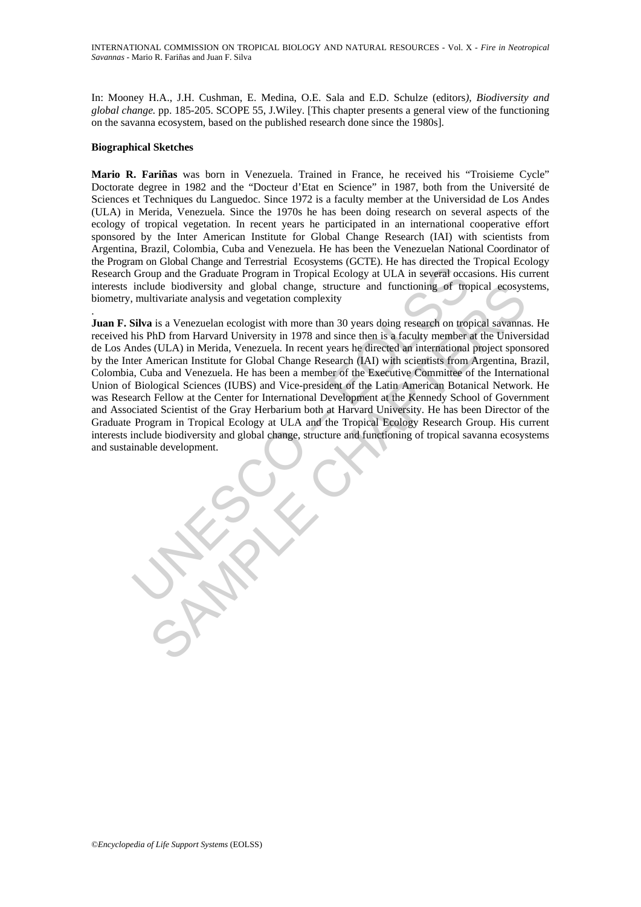In: Mooney H.A., J.H. Cushman, E. Medina, O.E. Sala and E.D. Schulze (editors*), Biodiversity and global change.* pp. 185-205. SCOPE 55, J.Wiley. [This chapter presents a general view of the functioning on the savanna ecosystem, based on the published research done since the 1980s].

**Biographical Sketches**

**Mario R. Fariñas** was born in Venezuela. Trained in France, he received his "Troisieme Cycle" Doctorate degree in 1982 and the "Docteur d'Etat en Science" in 1987, both from the Université de Sciences et Techniques du Languedoc. Since 1972 is a faculty member at the Universidad de Los Andes (ULA) in Merida, Venezuela. Since the 1970s he has been doing research on several aspects of the ecology of tropical vegetation. In recent years he participated in an international cooperative effort sponsored by the Inter American Institute for Global Change Research (IAI) with scientists from Argentina, Brazil, Colombia, Cuba and Venezuela. He has been the Venezuelan National Coordinator of the Program on Global Change and Terrestrial Ecosystems (GCTE). He has directed the Tropical Ecology Research Group and the Graduate Program in Tropical Ecology at ULA in several occasions. His current interests include biodiversity and global change, structure and functioning of tropical ecosystems, biometry, multivariate analysis and vegetation complexity

.

**Juan F. Silva** is a Venezuelan ecologist with more than 30 years doing research on tropical savannas. He received his PhD from Harvard University in 1978 and since then is a faculty member at the Universidad de Los Andes (ULA) in Merida, Venezuela. In recent years he directed an international project sponsored by the Inter American Institute for Global Change Research (IAI) with scientists from Argentina, Brazil, Colombia, Cuba and Venezuela. He has been a member of the Executive Committee of the International Union of Biological Sciences (IUBS) and Vice-president of the Latin American Botanical Network. He was Research Fellow at the Center for International Development at the Kennedy School of Government and Associated Scientist of the Gray Herbarium both at Harvard University. He has been Director of the Graduate Program in Tropical Ecology at ULA and the Tropical Ecology Research Group. His current interests include biodiversity and global change, structure and functioning of tropical savanna ecosystems and sustainable development.